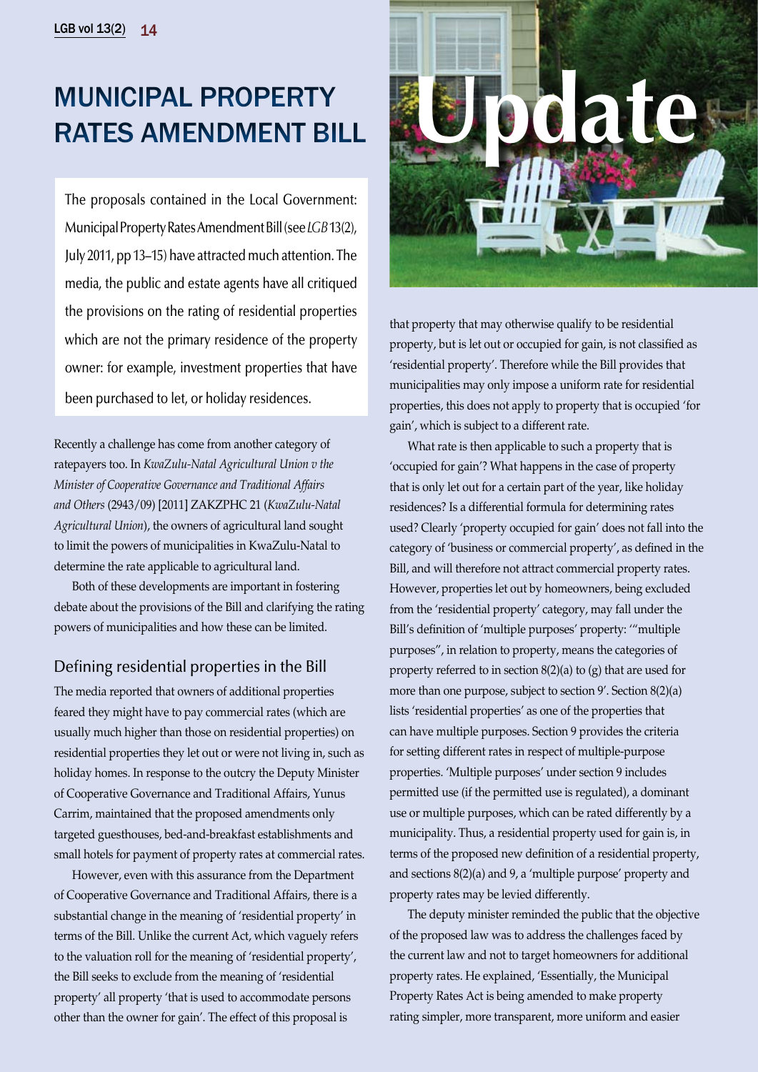# MUNICIPAL PROPERTY RATES AMENDMENT BILL

# Update

The proposals contained in the Local Government: Municipal Property Rates Amendment Bill (see *LGB* 13(2), July 2011, pp 13–15) have attracted much attention. The media, the public and estate agents have all critiqued the provisions on the rating of residential properties which are not the primary residence of the property owner: for example, investment properties that have been purchased to let, or holiday residences.

Recently a challenge has come from another category of ratepayers too. In *KwaZulu-Natal Agricultural Union v the Minister of Cooperative Governance and Traditional Affairs and Others* (2943/09) [2011] ZAKZPHC 21 (*KwaZulu-Natal Agricultural Union*), the owners of agricultural land sought to limit the powers of municipalities in KwaZulu-Natal to determine the rate applicable to agricultural land.

Both of these developments are important in fostering debate about the provisions of the Bill and clarifying the rating powers of municipalities and how these can be limited.

## Defining residential properties in the Bill

The media reported that owners of additional properties feared they might have to pay commercial rates (which are usually much higher than those on residential properties) on residential properties they let out or were not living in, such as holiday homes. In response to the outcry the Deputy Minister of Cooperative Governance and Traditional Affairs, Yunus Carrim, maintained that the proposed amendments only targeted guesthouses, bed-and-breakfast establishments and small hotels for payment of property rates at commercial rates.

However, even with this assurance from the Department of Cooperative Governance and Traditional Affairs, there is a substantial change in the meaning of 'residential property' in terms of the Bill. Unlike the current Act, which vaguely refers to the valuation roll for the meaning of 'residential property', the Bill seeks to exclude from the meaning of 'residential property' all property 'that is used to accommodate persons other than the owner for gain'. The effect of this proposal is that property that may otherwise qualify to be residential property, but is let out or occupied for gain, is not classified as 'residential property'. Therefore while the Bill provides that municipalities may only impose a uniform rate for residential properties, this does not apply to property that is occupied 'for gain', which is subject to a different rate.

What rate is then applicable to such a property that is 'occupied for gain'? What happens in the case of property that is only let out for a certain part of the year, like holiday residences? Is a differential formula for determining rates used? Clearly 'property occupied for gain' does not fall into the category of 'business or commercial property', as defined in the Bill, and will therefore not attract commercial property rates. However, properties let out by homeowners, being excluded from the 'residential property' category, may fall under the Bill's definition of 'multiple purposes' property: '"multiple purposes", in relation to property, means the categories of property referred to in section 8(2)(a) to (g) that are used for more than one purpose, subject to section 9'. Section 8(2)(a) lists 'residential properties' as one of the properties that can have multiple purposes. Section 9 provides the criteria for setting different rates in respect of multiple-purpose properties. 'Multiple purposes' under section 9 includes permitted use (if the permitted use is regulated), a dominant use or multiple purposes, which can be rated differently by a municipality. Thus, a residential property used for gain is, in terms of the proposed new definition of a residential property, and sections 8(2)(a) and 9, a 'multiple purpose' property and property rates may be levied differently.

The deputy minister reminded the public that the objective of the proposed law was to address the challenges faced by the current law and not to target homeowners for additional property rates. He explained, 'Essentially, the Municipal Property Rates Act is being amended to make property rating simpler, more transparent, more uniform and easier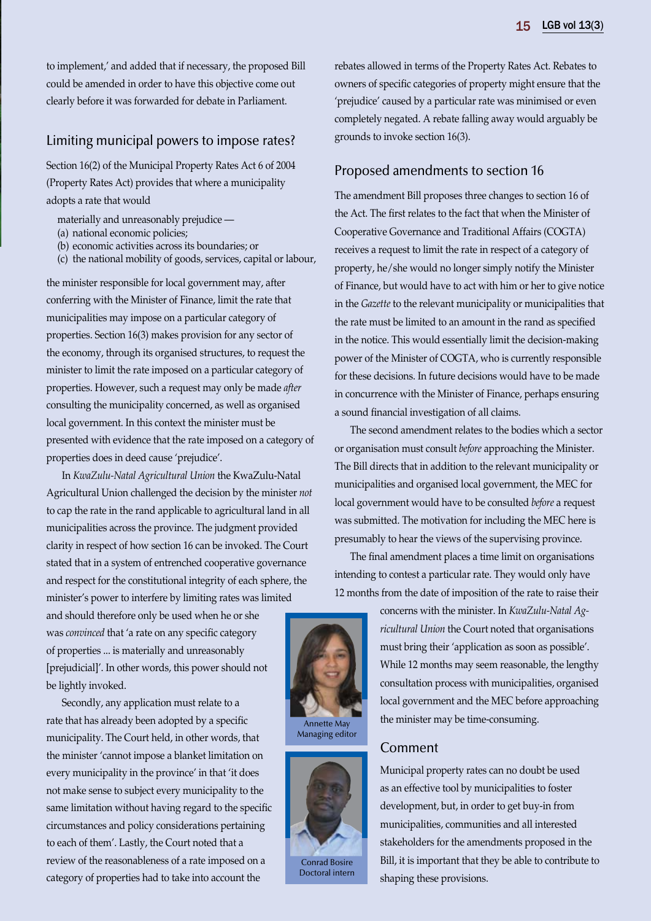to implement,' and added that if necessary, the proposed Bill could be amended in order to have this objective come out clearly before it was forwarded for debate in Parliament.

## Limiting municipal powers to impose rates?

Section 16(2) of the Municipal Property Rates Act 6 of 2004 (Property Rates Act) provides that where a municipality adopts a rate that would

> materially and unreasonably prejudice —
> (a) national economic policies;
> (b) economic activities across its boundaries; or
> (c) the national mobility of goods, services, capital or labour,

the minister responsible for local government may, after conferring with the Minister of Finance, limit the rate that municipalities may impose on a particular category of properties. Section 16(3) makes provision for any sector of the economy, through its organised structures, to request the minister to limit the rate imposed on a particular category of properties. However, such a request may only be made *after* consulting the municipality concerned, as well as organised local government. In this context the minister must be presented with evidence that the rate imposed on a category of properties does in deed cause 'prejudice'.

In *KwaZulu-Natal Agricultural Union* the KwaZulu-Natal Agricultural Union challenged the decision by the minister *not* to cap the rate in the rand applicable to agricultural land in all municipalities across the province. The judgment provided clarity in respect of how section 16 can be invoked. The Court stated that in a system of entrenched cooperative governance and respect for the constitutional integrity of each sphere, the minister's power to interfere by limiting rates was limited and should therefore only be used when he or she was *convinced* that 'a rate on any specific category of properties ... is materially and unreasonably [prejudicial]'. In other words, this power should not be lightly invoked.

Secondly, any application must relate to a rate that has already been adopted by a specific municipality. The Court held, in other words, that the minister 'cannot impose a blanket limitation on every municipality in the province' in that 'it does not make sense to subject every municipality to the same limitation without having regard to the specific circumstances and policy considerations pertaining to each of them'. Lastly, the Court noted that a review of the reasonableness of a rate imposed on a category of properties had to take into account the rebates allowed in terms of the Property Rates Act. Rebates to owners of specific categories of property might ensure that the 'prejudice' caused by a particular rate was minimised or even completely negated. A rebate falling away would arguably be grounds to invoke section 16(3).

## Proposed amendments to section 16

The amendment Bill proposes three changes to section 16 of the Act. The first relates to the fact that when the Minister of Cooperative Governance and Traditional Affairs (COGTA) receives a request to limit the rate in respect of a category of property, he/she would no longer simply notify the Minister of Finance, but would have to act with him or her to give notice in the *Gazette* to the relevant municipality or municipalities that the rate must be limited to an amount in the rand as specified in the notice. This would essentially limit the decision-making power of the Minister of COGTA, who is currently responsible for these decisions. In future decisions would have to be made in concurrence with the Minister of Finance, perhaps ensuring a sound financial investigation of all claims.

The second amendment relates to the bodies which a sector or organisation must consult *before* approaching the Minister. The Bill directs that in addition to the relevant municipality or municipalities and organised local government, the MEC for local government would have to be consulted *before* a request was submitted. The motivation for including the MEC here is presumably to hear the views of the supervising province.

The final amendment places a time limit on organisations intending to contest a particular rate. They would only have 12 months from the date of imposition of the rate to raise their concerns with the minister. In *KwaZulu-Natal Agricultural Union* the Court noted that organisations must bring their 'application as soon as possible'. While 12 months may seem reasonable, the lengthy consultation process with municipalities, organised local government and the MEC before approaching the minister may be time-consuming.

## Comment

Municipal property rates can no doubt be used as an effective tool by municipalities to foster development, but, in order to get buy-in from municipalities, communities and all interested stakeholders for the amendments proposed in the Bill, it is important that they be able to contribute to shaping these provisions.

Annette May
Managing editor

Conrad Bosire
Doctoral intern